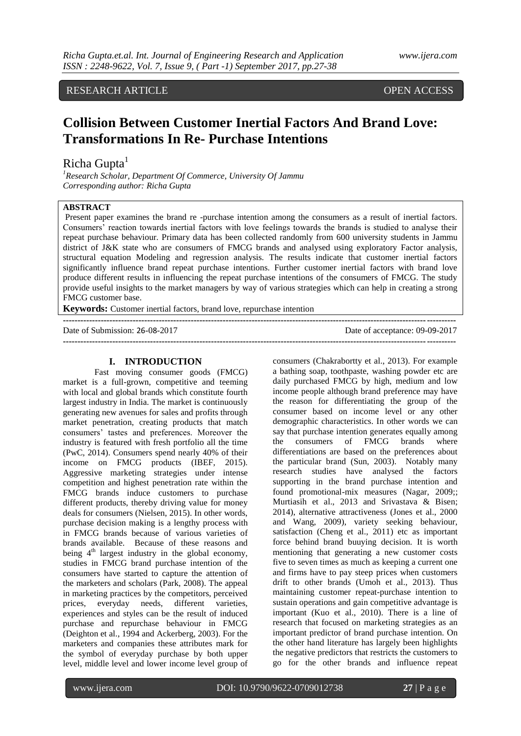RESEARCH ARTICLE OPEN ACCESS

# Collision Between Customer Inertial Factors And Brand Love: Transformations In Re- Purchase Intentions

Richa Gupta[1]

[1]*Research Scholar, Department Of Commerce, University Of Jammu*
*Corresponding author: Richa Gupta*

**ABSTRACT**

Present paper examines the brand re -purchase intention among the consumers as a result of inertial factors. Consumers' reaction towards inertial factors with love feelings towards the brands is studied to analyse their repeat purchase behaviour. Primary data has been collected randomly from 600 university students in Jammu district of J&K state who are consumers of FMCG brands and analysed using exploratory Factor analysis, structural equation Modeling and regression analysis. The results indicate that customer inertial factors significantly influence brand repeat purchase intentions. Further customer inertial factors with brand love produce different results in influencing the repeat purchase intentions of the consumers of FMCG. The study provide useful insights to the market managers by way of various strategies which can help in creating a strong FMCG customer base.

**Keywords:** Customer inertial factors, brand love, repurchase intention

---

Date of Submission: 26-08-2017 Date of acceptance: 09-09-2017

---

## I. INTRODUCTION

Fast moving consumer goods (FMCG) market is a full-grown, competitive and teeming with local and global brands which constitute fourth largest industry in India. The market is continuously generating new avenues for sales and profits through market penetration, creating products that match consumers' tastes and preferences. Moreover the industry is featured with fresh portfolio all the time (PwC, 2014). Consumers spend nearly 40% of their income on FMCG products (IBEF, 2015). Aggressive marketing strategies under intense competition and highest penetration rate within the FMCG brands induce customers to purchase different products, thereby driving value for money deals for consumers (Nielsen, 2015). In other words, purchase decision making is a lengthy process with in FMCG brands because of various varieties of brands available. Because of these reasons and being 4th largest industry in the global economy, studies in FMCG brand purchase intention of the consumers have started to capture the attention of the marketers and scholars (Park, 2008). The appeal in marketing practices by the competitors, perceived prices, everyday needs, different varieties, experiences and styles can be the result of induced purchase and repurchase behaviour in FMCG (Deighton et al., 1994 and Ackerberg, 2003). For the marketers and companies these attributes mark for the symbol of everyday purchase by both upper level, middle level and lower income level group of consumers (Chakrabortty et al., 2013). For example a bathing soap, toothpaste, washing powder etc are daily purchased FMCG by high, medium and low income people although brand preference may have the reason for differentiating the group of the consumer based on income level or any other demographic characteristics. In other words we can say that purchase intention generates equally among the consumers of FMCG brands where differentiations are based on the preferences about the particular brand (Sun, 2003). Notably many research studies have analysed the factors supporting in the brand purchase intention and found promotional-mix measures (Nagar, 2009;; Murtiasih et al., 2013 and Srivastava & Bisen; 2014), alternative attractiveness (Jones et al., 2000 and Wang, 2009), variety seeking behaviour, satisfaction (Cheng et al., 2011) etc as important force behind brand buuying decision. It is worth mentioning that generating a new customer costs five to seven times as much as keeping a current one and firms have to pay steep prices when customers drift to other brands (Umoh et al., 2013). Thus maintaining customer repeat-purchase intention to sustain operations and gain competitive advantage is important (Kuo et al., 2010). There is a line of research that focused on marketing strategies as an important predictor of brand purchase intention. On the other hand literature has largely been highlights the negative predictors that restricts the customers to go for the other brands and influence repeat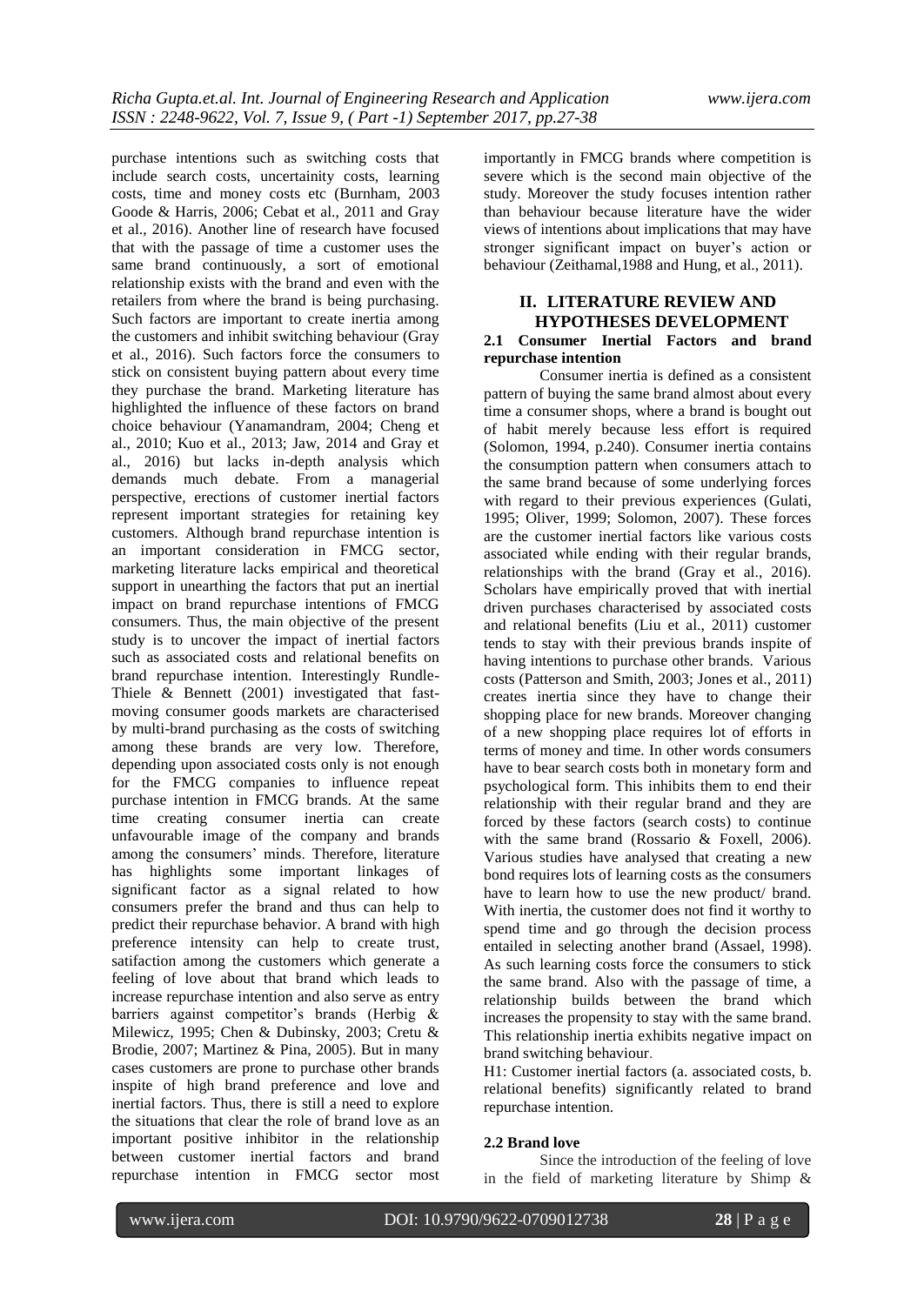purchase intentions such as switching costs that include search costs, uncertainity costs, learning costs, time and money costs etc (Burnham, 2003 Goode & Harris, 2006; Cebat et al., 2011 and Gray et al., 2016). Another line of research have focused that with the passage of time a customer uses the same brand continuously, a sort of emotional relationship exists with the brand and even with the retailers from where the brand is being purchasing. Such factors are important to create inertia among the customers and inhibit switching behaviour (Gray et al., 2016). Such factors force the consumers to stick on consistent buying pattern about every time they purchase the brand. Marketing literature has highlighted the influence of these factors on brand choice behaviour (Yanamandram, 2004; Cheng et al., 2010; Kuo et al., 2013; Jaw, 2014 and Gray et al., 2016) but lacks in-depth analysis which demands much debate. From a managerial perspective, erections of customer inertial factors represent important strategies for retaining key customers. Although brand repurchase intention is an important consideration in FMCG sector, marketing literature lacks empirical and theoretical support in unearthing the factors that put an inertial impact on brand repurchase intentions of FMCG consumers. Thus, the main objective of the present study is to uncover the impact of inertial factors such as associated costs and relational benefits on brand repurchase intention. Interestingly Rundle-Thiele & Bennett (2001) investigated that fast-moving consumer goods markets are characterised by multi-brand purchasing as the costs of switching among these brands are very low. Therefore, depending upon associated costs only is not enough for the FMCG companies to influence repeat purchase intention in FMCG brands. At the same time creating consumer inertia can create unfavourable image of the company and brands among the consumers' minds. Therefore, literature has highlights some important linkages of significant factor as a signal related to how consumers prefer the brand and thus can help to predict their repurchase behavior. A brand with high preference intensity can help to create trust, satifaction among the customers which generate a feeling of love about that brand which leads to increase repurchase intention and also serve as entry barriers against competitor's brands (Herbig & Milewicz, 1995; Chen & Dubinsky, 2003; Cretu & Brodie, 2007; Martinez & Pina, 2005). But in many cases customers are prone to purchase other brands inspite of high brand preference and love and inertial factors. Thus, there is still a need to explore the situations that clear the role of brand love as an important positive inhibitor in the relationship between customer inertial factors and brand repurchase intention in FMCG sector most importantly in FMCG brands where competition is severe which is the second main objective of the study. Moreover the study focuses intention rather than behaviour because literature have the wider views of intentions about implications that may have stronger significant impact on buyer's action or behaviour (Zeithamal,1988 and Hung, et al., 2011).

## II. LITERATURE REVIEW AND HYPOTHESES DEVELOPMENT

### 2.1 Consumer Inertial Factors and brand repurchase intention

Consumer inertia is defined as a consistent pattern of buying the same brand almost about every time a consumer shops, where a brand is bought out of habit merely because less effort is required (Solomon, 1994, p.240). Consumer inertia contains the consumption pattern when consumers attach to the same brand because of some underlying forces with regard to their previous experiences (Gulati, 1995; Oliver, 1999; Solomon, 2007). These forces are the customer inertial factors like various costs associated while ending with their regular brands, relationships with the brand (Gray et al., 2016). Scholars have empirically proved that with inertial driven purchases characterised by associated costs and relational benefits (Liu et al., 2011) customer tends to stay with their previous brands inspite of having intentions to purchase other brands. Various costs (Patterson and Smith, 2003; Jones et al., 2011) creates inertia since they have to change their shopping place for new brands. Moreover changing of a new shopping place requires lot of efforts in terms of money and time. In other words consumers have to bear search costs both in monetary form and psychological form. This inhibits them to end their relationship with their regular brand and they are forced by these factors (search costs) to continue with the same brand (Rossario & Foxell, 2006). Various studies have analysed that creating a new bond requires lots of learning costs as the consumers have to learn how to use the new product/ brand. With inertia, the customer does not find it worthy to spend time and go through the decision process entailed in selecting another brand (Assael, 1998). As such learning costs force the consumers to stick the same brand. Also with the passage of time, a relationship builds between the brand which increases the propensity to stay with the same brand. This relationship inertia exhibits negative impact on brand switching behaviour.

H1: Customer inertial factors (a. associated costs, b. relational benefits) significantly related to brand repurchase intention.

### 2.2 Brand love

Since the introduction of the feeling of love in the field of marketing literature by Shimp &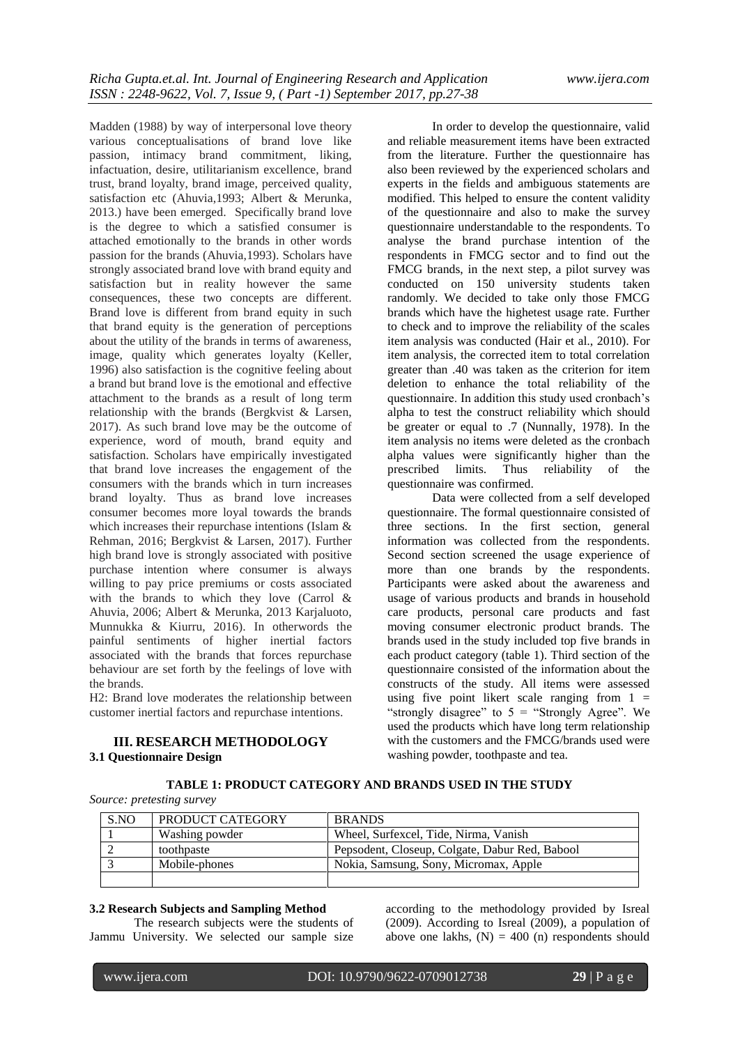Madden (1988) by way of interpersonal love theory various conceptualisations of brand love like passion, intimacy brand commitment, liking, infactuation, desire, utilitarianism excellence, brand trust, brand loyalty, brand image, perceived quality, satisfaction etc (Ahuvia,1993; Albert & Merunka, 2013.) have been emerged. Specifically brand love is the degree to which a satisfied consumer is attached emotionally to the brands in other words passion for the brands (Ahuvia,1993). Scholars have strongly associated brand love with brand equity and satisfaction but in reality however the same consequences, these two concepts are different. Brand love is different from brand equity in such that brand equity is the generation of perceptions about the utility of the brands in terms of awareness, image, quality which generates loyalty (Keller, 1996) also satisfaction is the cognitive feeling about a brand but brand love is the emotional and effective attachment to the brands as a result of long term relationship with the brands (Bergkvist & Larsen, 2017). As such brand love may be the outcome of experience, word of mouth, brand equity and satisfaction. Scholars have empirically investigated that brand love increases the engagement of the consumers with the brands which in turn increases brand loyalty. Thus as brand love increases consumer becomes more loyal towards the brands which increases their repurchase intentions (Islam & Rehman, 2016; Bergkvist & Larsen, 2017). Further high brand love is strongly associated with positive purchase intention where consumer is always willing to pay price premiums or costs associated with the brands to which they love (Carrol & Ahuvia, 2006; Albert & Merunka, 2013 Karjaluoto, Munnukka & Kiurru, 2016). In otherwords the painful sentiments of higher inertial factors associated with the brands that forces repurchase behaviour are set forth by the feelings of love with the brands.

H2: Brand love moderates the relationship between customer inertial factors and repurchase intentions.

## III. RESEARCH METHODOLOGY

### 3.1 Questionnaire Design

In order to develop the questionnaire, valid and reliable measurement items have been extracted from the literature. Further the questionnaire has also been reviewed by the experienced scholars and experts in the fields and ambiguous statements are modified. This helped to ensure the content validity of the questionnaire and also to make the survey questionnaire understandable to the respondents. To analyse the brand purchase intention of the respondents in FMCG sector and to find out the FMCG brands, in the next step, a pilot survey was conducted on 150 university students taken randomly. We decided to take only those FMCG brands which have the highetest usage rate. Further to check and to improve the reliability of the scales item analysis was conducted (Hair et al., 2010). For item analysis, the corrected item to total correlation greater than .40 was taken as the criterion for item deletion to enhance the total reliability of the questionnaire. In addition this study used cronbach's alpha to test the construct reliability which should be greater or equal to .7 (Nunnally, 1978). In the item analysis no items were deleted as the cronbach alpha values were significantly higher than the prescribed limits. Thus reliability of the questionnaire was confirmed.

Data were collected from a self developed questionnaire. The formal questionnaire consisted of three sections. In the first section, general information was collected from the respondents. Second section screened the usage experience of more than one brands by the respondents. Participants were asked about the awareness and usage of various products and brands in household care products, personal care products and fast moving consumer electronic product brands. The brands used in the study included top five brands in each product category (table 1). Third section of the questionnaire consisted of the information about the constructs of the study. All items were assessed using five point likert scale ranging from 1 = "strongly disagree" to 5 = "Strongly Agree". We used the products which have long term relationship with the customers and the FMCG/brands used were washing powder, toothpaste and tea.

**TABLE 1: PRODUCT CATEGORY AND BRANDS USED IN THE STUDY**

*Source: pretesting survey*

| S.NO | PRODUCT CATEGORY | BRANDS |
|---|---|---|
| 1 | Washing powder | Wheel, Surfexcel, Tide, Nirma, Vanish |
| 2 | toothpaste | Pepsodent, Closeup, Colgate, Dabur Red, Babool |
| 3 | Mobile-phones | Nokia, Samsung, Sony, Micromax, Apple |
| | | |

### 3.2 Research Subjects and Sampling Method

The research subjects were the students of Jammu University. We selected our sample size according to the methodology provided by Isreal (2009). According to Isreal (2009), a population of above one lakhs, (N) = 400 (n) respondents should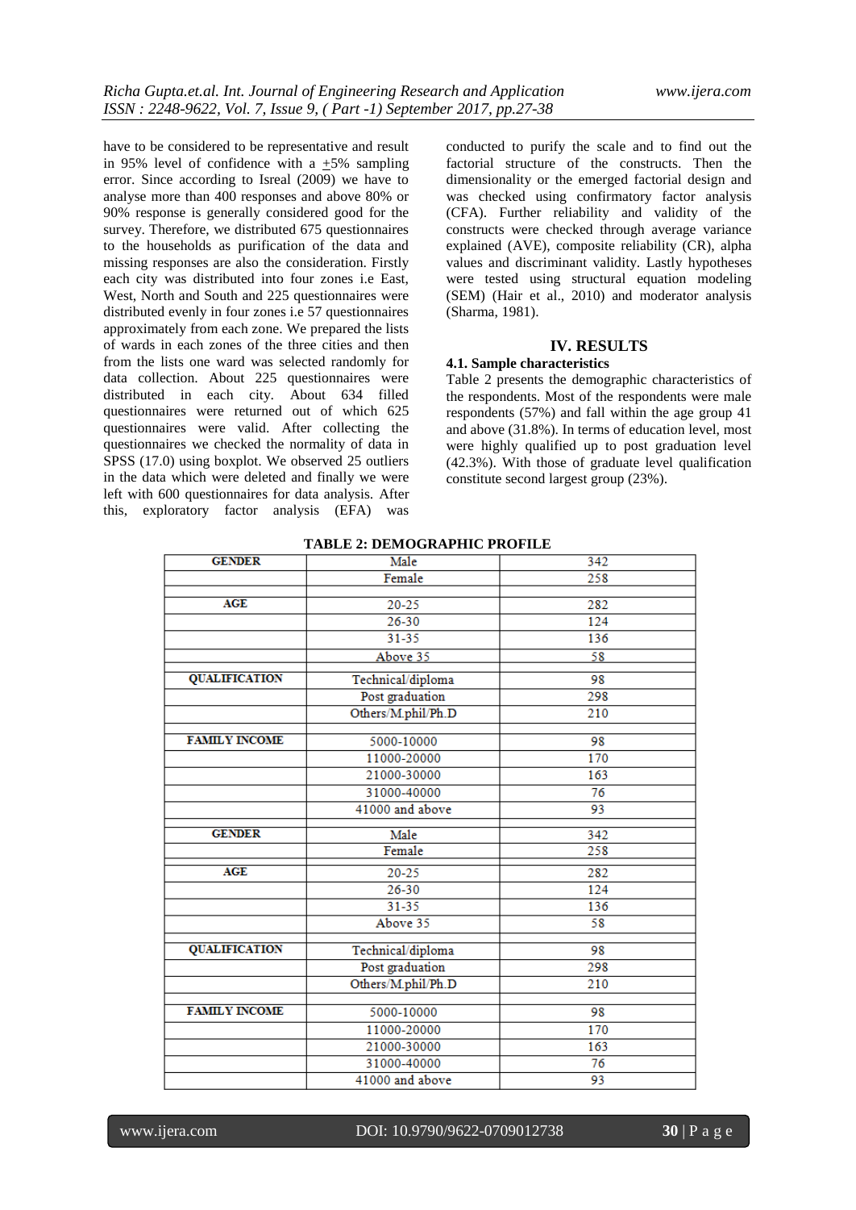have to be considered to be representative and result in 95% level of confidence with a ±5% sampling error. Since according to Isreal (2009) we have to analyse more than 400 responses and above 80% or 90% response is generally considered good for the survey. Therefore, we distributed 675 questionnaires to the households as purification of the data and missing responses are also the consideration. Firstly each city was distributed into four zones i.e East, West, North and South and 225 questionnaires were distributed evenly in four zones i.e 57 questionnaires approximately from each zone. We prepared the lists of wards in each zones of the three cities and then from the lists one ward was selected randomly for data collection. About 225 questionnaires were distributed in each city. About 634 filled questionnaires were returned out of which 625 questionnaires were valid. After collecting the questionnaires we checked the normality of data in SPSS (17.0) using boxplot. We observed 25 outliers in the data which were deleted and finally we were left with 600 questionnaires for data analysis. After this, exploratory factor analysis (EFA) was conducted to purify the scale and to find out the factorial structure of the constructs. Then the dimensionality or the emerged factorial design and was checked using confirmatory factor analysis (CFA). Further reliability and validity of the constructs were checked through average variance explained (AVE), composite reliability (CR), alpha values and discriminant validity. Lastly hypotheses were tested using structural equation modeling (SEM) (Hair et al., 2010) and moderator analysis (Sharma, 1981).

## IV. RESULTS

### 4.1. Sample characteristics

Table 2 presents the demographic characteristics of the respondents. Most of the respondents were male respondents (57%) and fall within the age group 41 and above (31.8%). In terms of education level, most were highly qualified up to post graduation level (42.3%). With those of graduate level qualification constitute second largest group (23%).

**TABLE 2: DEMOGRAPHIC PROFILE**

| | | |
|---|---|---|
| **GENDER** | Male | 342 |
| | Female | 258 |
| | | |
| **AGE** | 20-25 | 282 |
| | 26-30 | 124 |
| | 31-35 | 136 |
| | Above 35 | 58 |
| | | |
| **QUALIFICATION** | Technical/diploma | 98 |
| | Post graduation | 298 |
| | Others/M.phil/Ph.D | 210 |
| | | |
| **FAMILY INCOME** | 5000-10000 | 98 |
| | 11000-20000 | 170 |
| | 21000-30000 | 163 |
| | 31000-40000 | 76 |
| | 41000 and above | 93 |
| | | |
| **GENDER** | Male | 342 |
| | Female | 258 |
| | | |
| **AGE** | 20-25 | 282 |
| | 26-30 | 124 |
| | 31-35 | 136 |
| | Above 35 | 58 |
| | | |
| **QUALIFICATION** | Technical/diploma | 98 |
| | Post graduation | 298 |
| | Others/M.phil/Ph.D | 210 |
| | | |
| **FAMILY INCOME** | 5000-10000 | 98 |
| | 11000-20000 | 170 |
| | 21000-30000 | 163 |
| | 31000-40000 | 76 |
| | 41000 and above | 93 |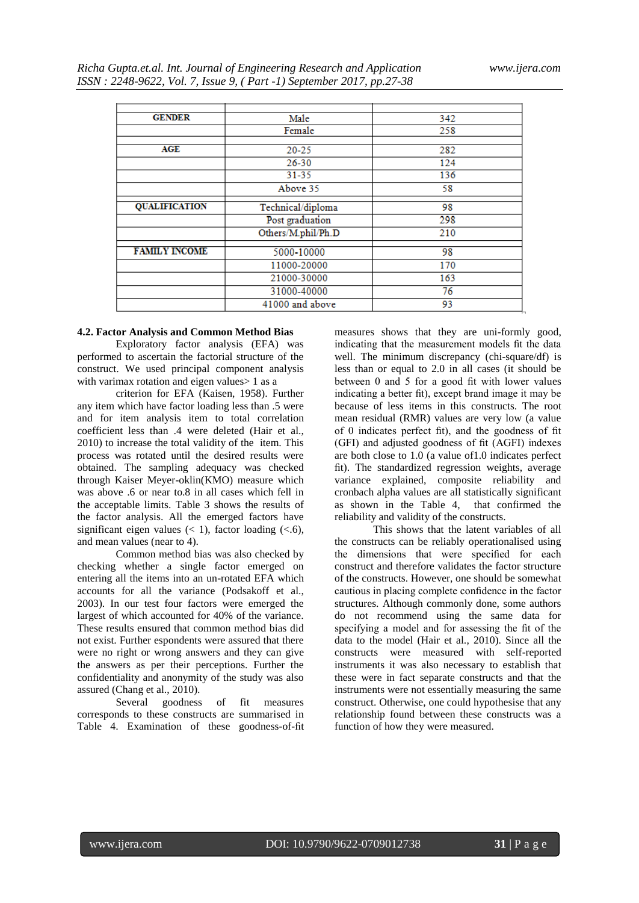| | | |
|---|---|---|
| **GENDER** | Male | 342 |
| | Female | 258 |
| **AGE** | 20-25 | 282 |
| | 26-30 | 124 |
| | 31-35 | 136 |
| | Above 35 | 58 |
| **QUALIFICATION** | Technical/diploma | 98 |
| | Post graduation | 298 |
| | Others/M.phil/Ph.D | 210 |
| **FAMILY INCOME** | 5000-10000 | 98 |
| | 11000-20000 | 170 |
| | 21000-30000 | 163 |
| | 31000-40000 | 76 |
| | 41000 and above | 93 |

### 4.2. Factor Analysis and Common Method Bias

Exploratory factor analysis (EFA) was performed to ascertain the factorial structure of the construct. We used principal component analysis with varimax rotation and eigen values> 1 as a criterion for EFA (Kaisen, 1958). Further any item which have factor loading less than .5 were and for item analysis item to total correlation coefficient less than .4 were deleted (Hair et al., 2010) to increase the total validity of the item. This process was rotated until the desired results were obtained. The sampling adequacy was checked through Kaiser Meyer-oklin(KMO) measure which was above .6 or near to.8 in all cases which fell in the acceptable limits. Table 3 shows the results of the factor analysis. All the emerged factors have significant eigen values (< 1), factor loading (<.6), and mean values (near to 4).

Common method bias was also checked by checking whether a single factor emerged on entering all the items into an un-rotated EFA which accounts for all the variance (Podsakoff et al., 2003). In our test four factors were emerged the largest of which accounted for 40% of the variance. These results ensured that common method bias did not exist. Further espondents were assured that there were no right or wrong answers and they can give the answers as per their perceptions. Further the confidentiality and anonymity of the study was also assured (Chang et al., 2010).

Several goodness of fit measures corresponds to these constructs are summarised in Table 4. Examination of these goodness-of-fit measures shows that they are uni-formly good, indicating that the measurement models fit the data well. The minimum discrepancy (chi-square/df) is less than or equal to 2.0 in all cases (it should be between 0 and 5 for a good fit with lower values indicating a better fit), except brand image it may be because of less items in this constructs. The root mean residual (RMR) values are very low (a value of 0 indicates perfect fit), and the goodness of fit (GFI) and adjusted goodness of fit (AGFI) indexes are both close to 1.0 (a value of1.0 indicates perfect fit). The standardized regression weights, average variance explained, composite reliability and cronbach alpha values are all statistically significant as shown in the Table 4, that confirmed the reliability and validity of the constructs.

This shows that the latent variables of all the constructs can be reliably operationalised using the dimensions that were specified for each construct and therefore validates the factor structure of the constructs. However, one should be somewhat cautious in placing complete confidence in the factor structures. Although commonly done, some authors do not recommend using the same data for specifying a model and for assessing the fit of the data to the model (Hair et al., 2010). Since all the constructs were measured with self-reported instruments it was also necessary to establish that these were in fact separate constructs and that the instruments were not essentially measuring the same construct. Otherwise, one could hypothesise that any relationship found between these constructs was a function of how they were measured.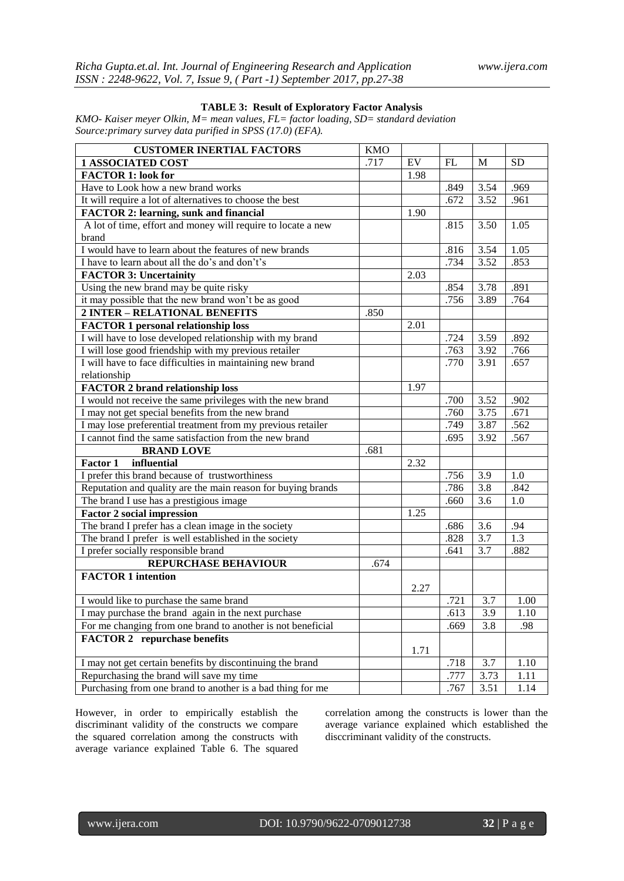**TABLE 3: Result of Exploratory Factor Analysis**

*KMO- Kaiser meyer Olkin, M= mean values, FL= factor loading, SD= standard deviation*
*Source:primary survey data purified in SPSS (17.0) (EFA).*

| CUSTOMER INERTIAL FACTORS | KMO | | | | |
|---|---|---|---|---|---|
| **1 ASSOCIATED COST** | .717 | EV | FL | M | SD |
| **FACTOR 1: look for** | | 1.98 | | | |
| Have to Look how a new brand works | | | .849 | 3.54 | .969 |
| It will require a lot of alternatives to choose the best | | | .672 | 3.52 | .961 |
| **FACTOR 2: learning, sunk and financial** | | 1.90 | | | |
| A lot of time, effort and money will require to locate a new brand | | | .815 | 3.50 | 1.05 |
| I would have to learn about the features of new brands | | | .816 | 3.54 | 1.05 |
| I have to learn about all the do's and don't's | | | .734 | 3.52 | .853 |
| **FACTOR 3: Uncertainity** | | 2.03 | | | |
| Using the new brand may be quite risky | | | .854 | 3.78 | .891 |
| it may possible that the new brand won't be as good | | | .756 | 3.89 | .764 |
| **2 INTER – RELATIONAL BENEFITS** | .850 | | | | |
| **FACTOR 1 personal relationship loss** | | 2.01 | | | |
| I will have to lose developed relationship with my brand | | | .724 | 3.59 | .892 |
| I will lose good friendship with my previous retailer | | | .763 | 3.92 | .766 |
| I will have to face difficulties in maintaining new brand relationship | | | .770 | 3.91 | .657 |
| **FACTOR 2 brand relationship loss** | | 1.97 | | | |
| I would not receive the same privileges with the new brand | | | .700 | 3.52 | .902 |
| I may not get special benefits from the new brand | | | .760 | 3.75 | .671 |
| I may lose preferential treatment from my previous retailer | | | .749 | 3.87 | .562 |
| I cannot find the same satisfaction from the new brand | | | .695 | 3.92 | .567 |
| **BRAND LOVE** | .681 | | | | |
| **Factor 1 influential** | | 2.32 | | | |
| I prefer this brand because of trustworthiness | | | .756 | 3.9 | 1.0 |
| Reputation and quality are the main reason for buying brands | | | .786 | 3.8 | .842 |
| The brand I use has a prestigious image | | | .660 | 3.6 | 1.0 |
| **Factor 2 social impression** | | 1.25 | | | |
| The brand I prefer has a clean image in the society | | | .686 | 3.6 | .94 |
| The brand I prefer is well established in the society | | | .828 | 3.7 | 1.3 |
| I prefer socially responsible brand | | | .641 | 3.7 | .882 |
| **REPURCHASE BEHAVIOUR** | .674 | | | | |
| **FACTOR 1 intention** | | 2.27 | | | |
| I would like to purchase the same brand | | | .721 | 3.7 | 1.00 |
| I may purchase the brand again in the next purchase | | | .613 | 3.9 | 1.10 |
| For me changing from one brand to another is not beneficial | | | .669 | 3.8 | .98 |
| **FACTOR 2 repurchase benefits** | | 1.71 | | | |
| I may not get certain benefits by discontinuing the brand | | | .718 | 3.7 | 1.10 |
| Repurchasing the brand will save my time | | | .777 | 3.73 | 1.11 |
| Purchasing from one brand to another is a bad thing for me | | | .767 | 3.51 | 1.14 |

However, in order to empirically establish the discriminant validity of the constructs we compare the squared correlation among the constructs with average variance explained Table 6. The squared correlation among the constructs is lower than the average variance explained which established the disccriminant validity of the constructs.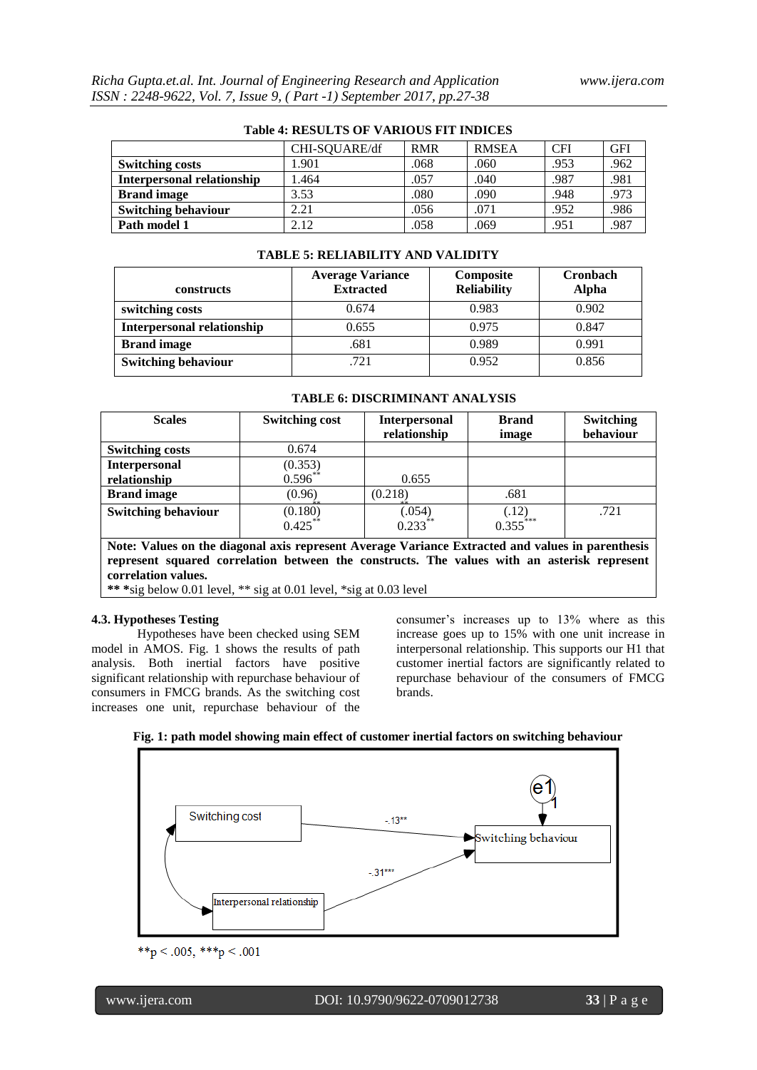**Table 4: RESULTS OF VARIOUS FIT INDICES**

| | CHI-SQUARE/df | RMR | RMSEA | CFI | GFI |
|---|---|---|---|---|---|
| **Switching costs** | 1.901 | .068 | .060 | .953 | .962 |
| **Interpersonal relationship** | 1.464 | .057 | .040 | .987 | .981 |
| **Brand image** | 3.53 | .080 | .090 | .948 | .973 |
| **Switching behaviour** | 2.21 | .056 | .071 | .952 | .986 |
| **Path model 1** | 2.12 | .058 | .069 | .951 | .987 |

**TABLE 5: RELIABILITY AND VALIDITY**

| constructs | Average Variance Extracted | Composite Reliability | Cronbach Alpha |
|---|---|---|---|
| **switching costs** | 0.674 | 0.983 | 0.902 |
| **Interpersonal relationship** | 0.655 | 0.975 | 0.847 |
| **Brand image** | .681 | 0.989 | 0.991 |
| **Switching behaviour** | .721 | 0.952 | 0.856 |

**TABLE 6: DISCRIMINANT ANALYSIS**

| Scales | Switching cost | Interpersonal relationship | Brand image | Switching behaviour |
|---|---|---|---|---|
| **Switching costs** | 0.674 | | | |
| **Interpersonal relationship** | (0.353) 0.596** | 0.655 | | |
| **Brand image** | (0.96) ** | (0.218) ** | .681 | |
| **Switching behaviour** | (0.180) 0.425** | (.054) 0.233** | (.12) 0.355*** | .721 |

**Note: Values on the diagonal axis represent Average Variance Extracted and values in parenthesis represent squared correlation between the constructs. The values with an asterisk represent correlation values.**
** ***sig below 0.01 level, ** sig at 0.01 level, *sig at 0.03 level

### 4.3. Hypotheses Testing

Hypotheses have been checked using SEM model in AMOS. Fig. 1 shows the results of path analysis. Both inertial factors have positive significant relationship with repurchase behaviour of consumers in FMCG brands. As the switching cost increases one unit, repurchase behaviour of the consumer's increases up to 13% where as this increase goes up to 15% with one unit increase in interpersonal relationship. This supports our H1 that customer inertial factors are significantly related to repurchase behaviour of the consumers of FMCG brands.

**Fig. 1: path model showing main effect of customer inertial factors on switching behaviour**

Switching cost → Switching behaviour: -.13**
Interpersonal relationship → Switching behaviour: -.31***
e1 → Switching behaviour: 1

**p < .005, ***p < .001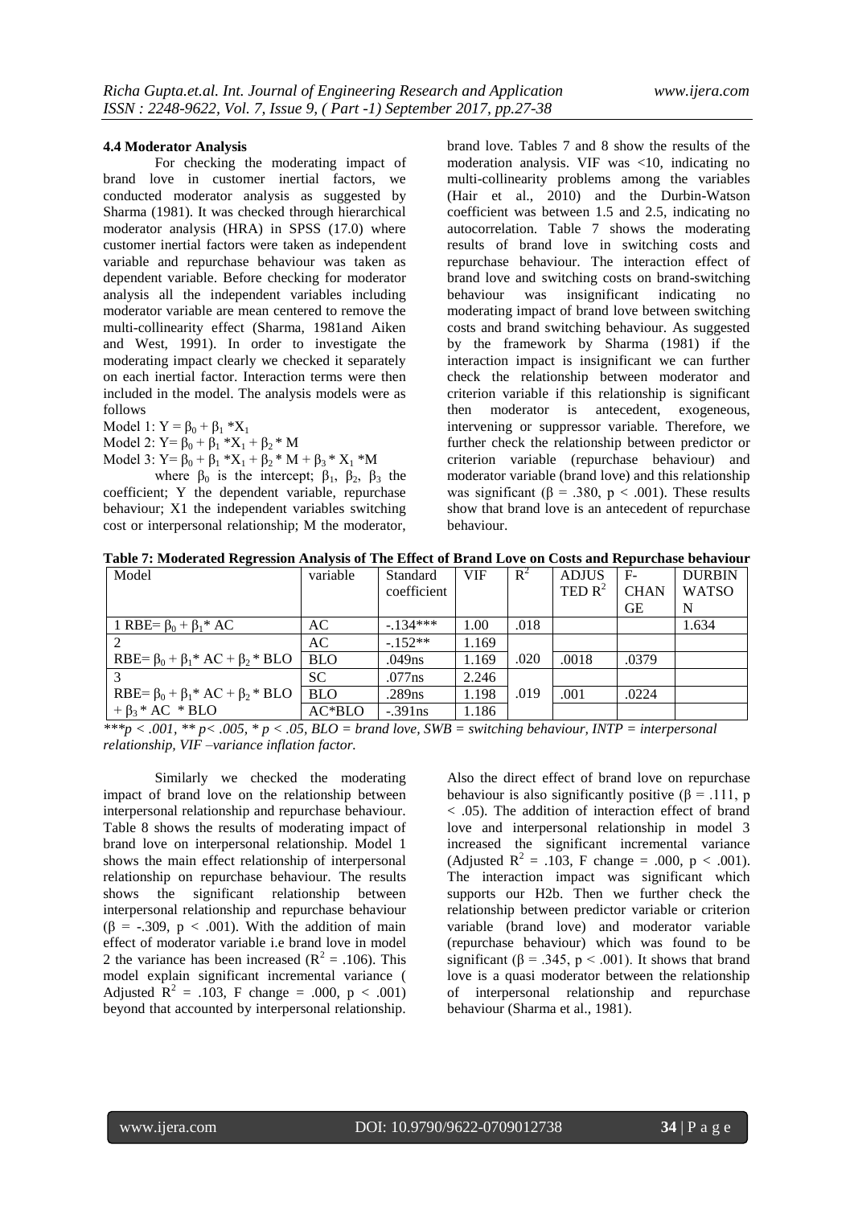### 4.4 Moderator Analysis

For checking the moderating impact of brand love in customer inertial factors, we conducted moderator analysis as suggested by Sharma (1981). It was checked through hierarchical moderator analysis (HRA) in SPSS (17.0) where customer inertial factors were taken as independent variable and repurchase behaviour was taken as dependent variable. Before checking for moderator analysis all the independent variables including moderator variable are mean centered to remove the multi-collinearity effect (Sharma, 1981and Aiken and West, 1991). In order to investigate the moderating impact clearly we checked it separately on each inertial factor. Interaction terms were then included in the model. The analysis models were as follows

Model 1: $Y = \beta_0 + \beta_1 * X_1$

Model 2: $Y = \beta_0 + \beta_1 * X_1 + \beta_2 * M$

Model 3: $Y = \beta_0 + \beta_1 * X_1 + \beta_2 * M + \beta_3 * X_1 * M$

where $\beta_0$ is the intercept; $\beta_1$, $\beta_2$, $\beta_3$ the coefficient; Y the dependent variable, repurchase behaviour; X1 the independent variables switching cost or interpersonal relationship; M the moderator, brand love. Tables 7 and 8 show the results of the moderation analysis. VIF was <10, indicating no multi-collinearity problems among the variables (Hair et al., 2010) and the Durbin-Watson coefficient was between 1.5 and 2.5, indicating no autocorrelation. Table 7 shows the moderating results of brand love in switching costs and repurchase behaviour. The interaction effect of brand love and switching costs on brand-switching behaviour was insignificant indicating no moderating impact of brand love between switching costs and brand switching behaviour. As suggested by the framework by Sharma (1981) if the interaction impact is insignificant we can further check the relationship between moderator and criterion variable if this relationship is significant then moderator is antecedent, exogeneous, intervening or suppressor variable. Therefore, we further check the relationship between predictor or criterion variable (repurchase behaviour) and moderator variable (brand love) and this relationship was significant ($\beta$ = .380, p < .001). These results show that brand love is an antecedent of repurchase behaviour.

**Table 7: Moderated Regression Analysis of The Effect of Brand Love on Costs and Repurchase behaviour**

| Model | variable | Standard coefficient | VIF | $R^2$ | ADJUSTED $R^2$ | F-CHANGE | DURBIN WATSON |
|---|---|---|---|---|---|---|---|
| 1 RBE= $\beta_0 + \beta_1$* AC | AC | -.134*** | 1.00 | .018 | | | 1.634 |
| 2 | AC | -.152** | 1.169 | | | | |
| RBE= $\beta_0 + \beta_1$* AC + $\beta_2$ * BLO | BLO | .049ns | 1.169 | .020 | .0018 | .0379 | |
| 3 | SC | .077ns | 2.246 | | | | |
| RBE= $\beta_0 + \beta_1$* AC + $\beta_2$ * BLO | BLO | .289ns | 1.198 | .019 | .001 | .0224 | |
| + $\beta_3$ * AC * BLO | AC*BLO | -.391ns | 1.186 | | | | |

*\*\*\*p < .001, \*\* p< .005, \* p < .05, BLO = brand love, SWB = switching behaviour, INTP = interpersonal relationship, VIF –variance inflation factor.*

Similarly we checked the moderating impact of brand love on the relationship between interpersonal relationship and repurchase behaviour. Table 8 shows the results of moderating impact of brand love on interpersonal relationship. Model 1 shows the main effect relationship of interpersonal relationship on repurchase behaviour. The results shows the significant relationship between interpersonal relationship and repurchase behaviour ($\beta$ = -.309, p < .001). With the addition of main effect of moderator variable i.e brand love in model 2 the variance has been increased ($R^2$ = .106). This model explain significant incremental variance ( Adjusted $R^2$ = .103, F change = .000, p < .001) beyond that accounted by interpersonal relationship. Also the direct effect of brand love on repurchase behaviour is also significantly positive ($\beta$ = .111, p < .05). The addition of interaction effect of brand love and interpersonal relationship in model 3 increased the significant incremental variance (Adjusted $R^2$ = .103, F change = .000, p < .001). The interaction impact was significant which supports our H2b. Then we further check the relationship between predictor variable or criterion variable (brand love) and moderator variable (repurchase behaviour) which was found to be significant ($\beta$ = .345, p < .001). It shows that brand love is a quasi moderator between the relationship of interpersonal relationship and repurchase behaviour (Sharma et al., 1981).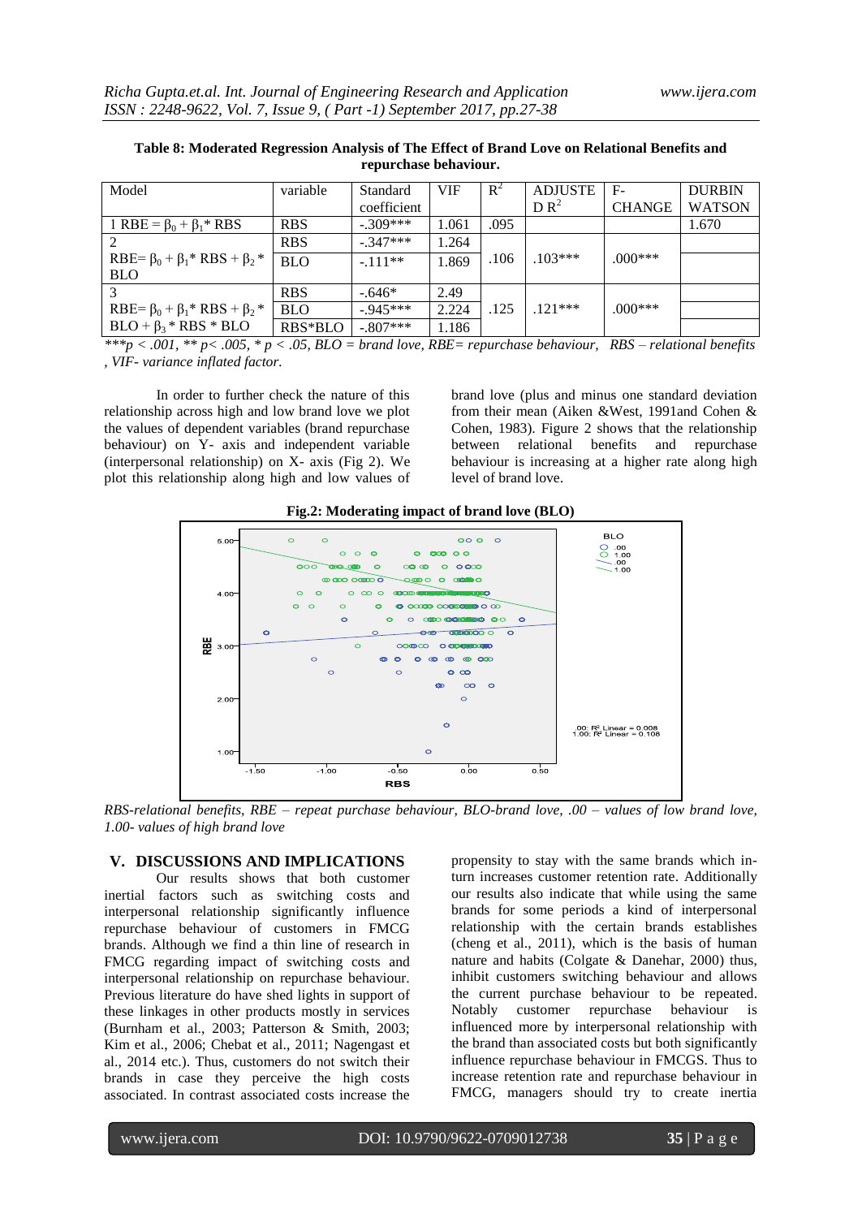**Table 8: Moderated Regression Analysis of The Effect of Brand Love on Relational Benefits and repurchase behaviour.**

| Model | variable | Standard coefficient | VIF | $R^2$ | ADJUSTED $R^2$ | F-CHANGE | DURBIN WATSON |
|---|---|---|---|---|---|---|---|
| 1 $RBE = \beta_0 + \beta_1 * RBS$ | RBS | -.309*** | 1.061 | .095 | | | 1.670 |
| 2 $RBE = \beta_0 + \beta_1 * RBS + \beta_2 * BLO$ | RBS | -.347*** | 1.264 | .106 | .103*** | .000*** | |
| | BLO | -.111** | 1.869 | | | | |
| 3 $RBE = \beta_0 + \beta_1 * RBS + \beta_2 * BLO + \beta_3 * RBS * BLO$ | RBS | -.646* | 2.49 | .125 | .121*** | .000*** | |
| | BLO | -.945*** | 2.224 | | | | |
| | RBS*BLO | -.807*** | 1.186 | | | | |

*\*\*\*p < .001, \*\* p< .005, \* p < .05, BLO = brand love, RBE= repurchase behaviour, RBS – relational benefits , VIF- variance inflated factor.*

In order to further check the nature of this relationship across high and low brand love we plot the values of dependent variables (brand repurchase behaviour) on Y- axis and independent variable (interpersonal relationship) on X- axis (Fig 2). We plot this relationship along high and low values of brand love (plus and minus one standard deviation from their mean (Aiken &West, 1991and Cohen & Cohen, 1983). Figure 2 shows that the relationship between relational benefits and repurchase behaviour is increasing at a higher rate along high level of brand love.

**Fig.2: Moderating impact of brand love (BLO)**

*RBS-relational benefits, RBE – repeat purchase behaviour, BLO-brand love, .00 – values of low brand love, 1.00- values of high brand love*

## V. DISCUSSIONS AND IMPLICATIONS

Our results shows that both customer inertial factors such as switching costs and interpersonal relationship significantly influence repurchase behaviour of customers in FMCG brands. Although we find a thin line of research in FMCG regarding impact of switching costs and interpersonal relationship on repurchase behaviour. Previous literature do have shed lights in support of these linkages in other products mostly in services (Burnham et al., 2003; Patterson & Smith, 2003; Kim et al., 2006; Chebat et al., 2011; Nagengast et al., 2014 etc.). Thus, customers do not switch their brands in case they perceive the high costs associated. In contrast associated costs increase the propensity to stay with the same brands which in-turn increases customer retention rate. Additionally our results also indicate that while using the same brands for some periods a kind of interpersonal relationship with the certain brands establishes (cheng et al., 2011), which is the basis of human nature and habits (Colgate & Danehar, 2000) thus, inhibit customers switching behaviour and allows the current purchase behaviour to be repeated. Notably customer repurchase behaviour is influenced more by interpersonal relationship with the brand than associated costs but both significantly influence repurchase behaviour in FMCGS. Thus to increase retention rate and repurchase behaviour in FMCG, managers should try to create inertia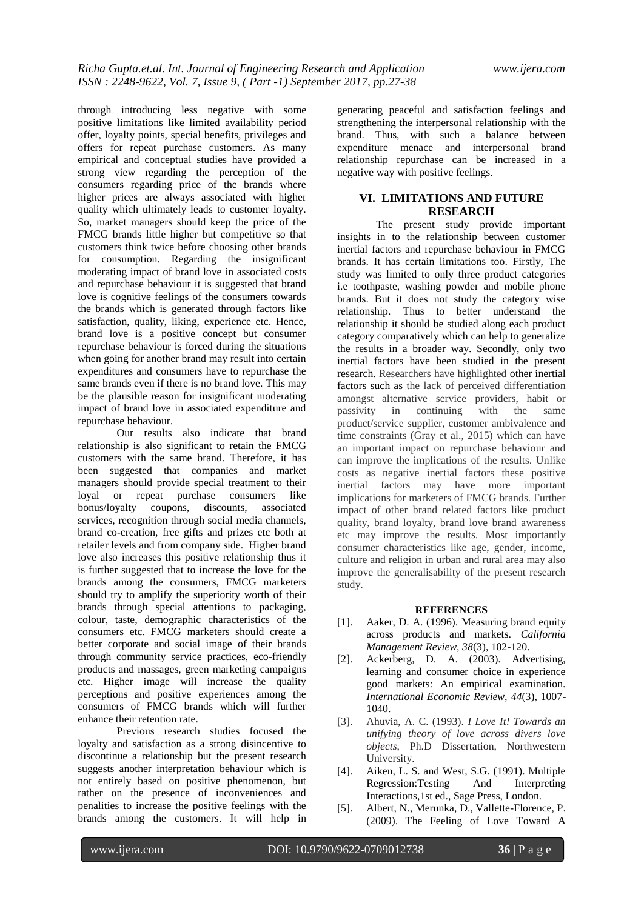through introducing less negative with some positive limitations like limited availability period offer, loyalty points, special benefits, privileges and offers for repeat purchase customers. As many empirical and conceptual studies have provided a strong view regarding the perception of the consumers regarding price of the brands where higher prices are always associated with higher quality which ultimately leads to customer loyalty. So, market managers should keep the price of the FMCG brands little higher but competitive so that customers think twice before choosing other brands for consumption. Regarding the insignificant moderating impact of brand love in associated costs and repurchase behaviour it is suggested that brand love is cognitive feelings of the consumers towards the brands which is generated through factors like satisfaction, quality, liking, experience etc. Hence, brand love is a positive concept but consumer repurchase behaviour is forced during the situations when going for another brand may result into certain expenditures and consumers have to repurchase the same brands even if there is no brand love. This may be the plausible reason for insignificant moderating impact of brand love in associated expenditure and repurchase behaviour.

Our results also indicate that brand relationship is also significant to retain the FMCG customers with the same brand. Therefore, it has been suggested that companies and market managers should provide special treatment to their loyal or repeat purchase consumers like bonus/loyalty coupons, discounts, associated services, recognition through social media channels, brand co-creation, free gifts and prizes etc both at retailer levels and from company side. Higher brand love also increases this positive relationship thus it is further suggested that to increase the love for the brands among the consumers, FMCG marketers should try to amplify the superiority worth of their brands through special attentions to packaging, colour, taste, demographic characteristics of the consumers etc. FMCG marketers should create a better corporate and social image of their brands through community service practices, eco-friendly products and massages, green marketing campaigns etc. Higher image will increase the quality perceptions and positive experiences among the consumers of FMCG brands which will further enhance their retention rate.

Previous research studies focused the loyalty and satisfaction as a strong disincentive to discontinue a relationship but the present research suggests another interpretation behaviour which is not entirely based on positive phenomenon, but rather on the presence of inconveniences and penalities to increase the positive feelings with the brands among the customers. It will help in generating peaceful and satisfaction feelings and strengthening the interpersonal relationship with the brand. Thus, with such a balance between expenditure menace and interpersonal brand relationship repurchase can be increased in a negative way with positive feelings.

## VI. LIMITATIONS AND FUTURE RESEARCH

The present study provide important insights in to the relationship between customer inertial factors and repurchase behaviour in FMCG brands. It has certain limitations too. Firstly, The study was limited to only three product categories i.e toothpaste, washing powder and mobile phone brands. But it does not study the category wise relationship. Thus to better understand the relationship it should be studied along each product category comparatively which can help to generalize the results in a broader way. Secondly, only two inertial factors have been studied in the present research. Researchers have highlighted other inertial factors such as the lack of perceived differentiation amongst alternative service providers, habit or passivity in continuing with the same product/service supplier, customer ambivalence and time constraints (Gray et al., 2015) which can have an important impact on repurchase behaviour and can improve the implications of the results. Unlike costs as negative inertial factors these positive inertial factors may have more important implications for marketers of FMCG brands. Further impact of other brand related factors like product quality, brand loyalty, brand love brand awareness etc may improve the results. Most importantly consumer characteristics like age, gender, income, culture and religion in urban and rural area may also improve the generalisability of the present research study.

### REFERENCES

[1]. Aaker, D. A. (1996). Measuring brand equity across products and markets. *California Management Review, 38*(3), 102-120.

[2]. Ackerberg, D. A. (2003). Advertising, learning and consumer choice in experience good markets: An empirical examination. *International Economic Review, 44*(3), 1007-1040.

[3]. Ahuvia, A. C. (1993). *I Love It! Towards an unifying theory of love across divers love objects*, Ph.D Dissertation, Northwestern University.

[4]. Aiken, L. S. and West, S.G. (1991). Multiple Regression:Testing And Interpreting Interactions,1st ed., Sage Press, London.

[5]. Albert, N., Merunka, D., Vallette-Florence, P. (2009). The Feeling of Love Toward A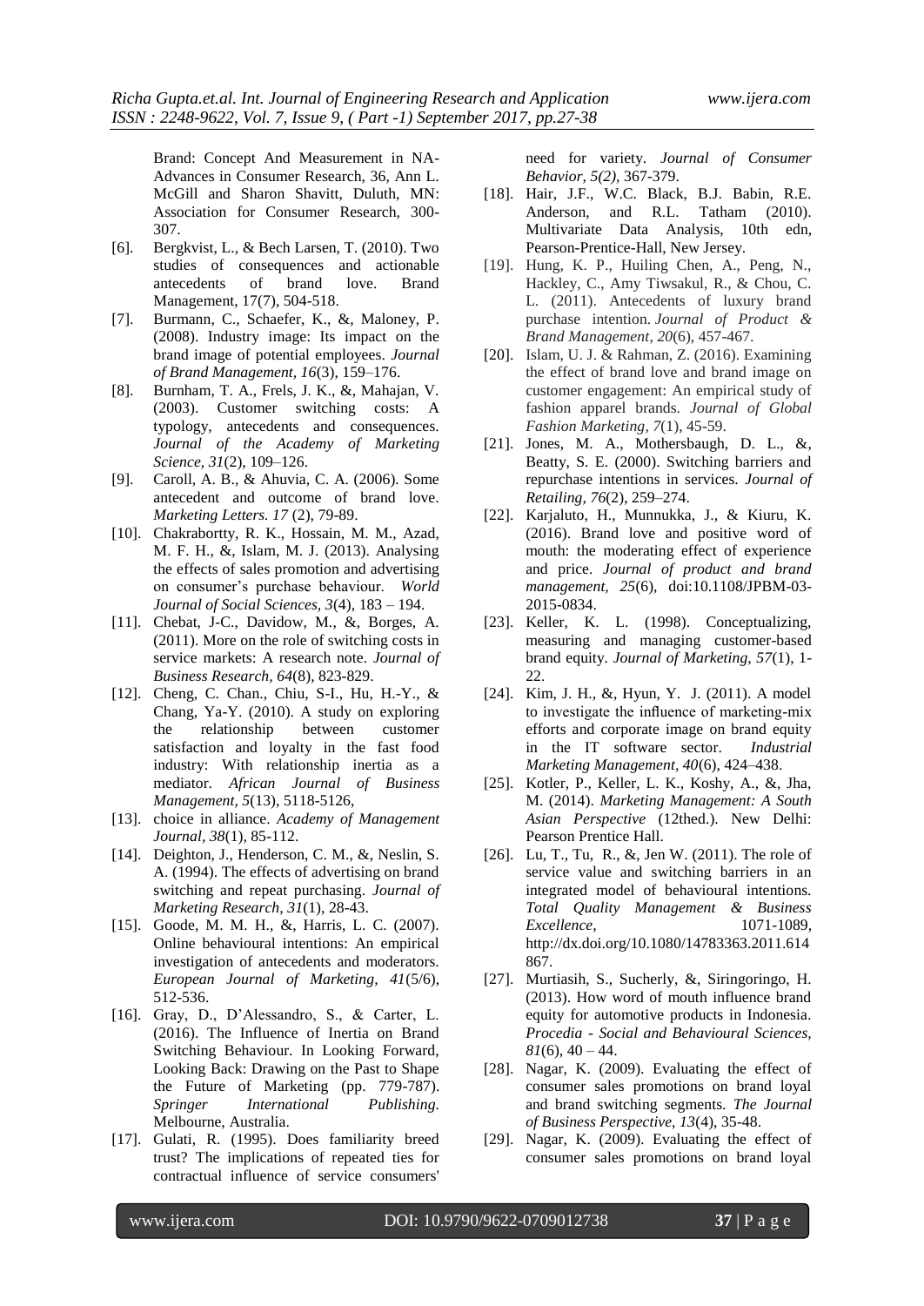Brand: Concept And Measurement in NA-Advances in Consumer Research, 36, Ann L. McGill and Sharon Shavitt, Duluth, MN: Association for Consumer Research, 300-307.

[6]. Bergkvist, L., & Bech Larsen, T. (2010). Two studies of consequences and actionable antecedents of brand love. Brand Management, 17(7), 504-518.

[7]. Burmann, C., Schaefer, K., &, Maloney, P. (2008). Industry image: Its impact on the brand image of potential employees. *Journal of Brand Management, 16*(3), 159–176.

[8]. Burnham, T. A., Frels, J. K., &, Mahajan, V. (2003). Customer switching costs: A typology, antecedents and consequences. *Journal of the Academy of Marketing Science, 31*(2), 109–126.

[9]. Caroll, A. B., & Ahuvia, C. A. (2006). Some antecedent and outcome of brand love. *Marketing Letters. 17* (2), 79-89.

[10]. Chakrabortty, R. K., Hossain, M. M., Azad, M. F. H., &, Islam, M. J. (2013). Analysing the effects of sales promotion and advertising on consumer's purchase behaviour. *World Journal of Social Sciences, 3*(4), 183 – 194.

[11]. Chebat, J-C., Davidow, M., &, Borges, A. (2011). More on the role of switching costs in service markets: A research note. *Journal of Business Research, 64*(8), 823-829.

[12]. Cheng, C. Chan., Chiu, S-I., Hu, H.-Y., & Chang, Ya-Y. (2010). A study on exploring the relationship between customer satisfaction and loyalty in the fast food industry: With relationship inertia as a mediator. *African Journal of Business Management, 5*(13), 5118-5126,

[13]. choice in alliance. *Academy of Management Journal, 38*(1), 85-112.

[14]. Deighton, J., Henderson, C. M., &, Neslin, S. A. (1994). The effects of advertising on brand switching and repeat purchasing. *Journal of Marketing Research, 31*(1), 28-43.

[15]. Goode, M. M. H., &, Harris, L. C. (2007). Online behavioural intentions: An empirical investigation of antecedents and moderators. *European Journal of Marketing, 41*(5/6), 512-536.

[16]. Gray, D., D'Alessandro, S., & Carter, L. (2016). The Influence of Inertia on Brand Switching Behaviour. In Looking Forward, Looking Back: Drawing on the Past to Shape the Future of Marketing (pp. 779-787). *Springer International Publishing.* Melbourne, Australia.

[17]. Gulati, R. (1995). Does familiarity breed trust? The implications of repeated ties for contractual influence of service consumers' need for variety. *Journal of Consumer Behavior, 5(2)*, 367-379.

[18]. Hair, J.F., W.C. Black, B.J. Babin, R.E. Anderson, and R.L. Tatham (2010). Multivariate Data Analysis, 10th edn, Pearson-Prentice-Hall, New Jersey.

[19]. Hung, K. P., Huiling Chen, A., Peng, N., Hackley, C., Amy Tiwsakul, R., & Chou, C. L. (2011). Antecedents of luxury brand purchase intention. *Journal of Product & Brand Management*, *20*(6), 457-467.

[20]. Islam, U. J. & Rahman, Z. (2016). Examining the effect of brand love and brand image on customer engagement: An empirical study of fashion apparel brands. *Journal of Global Fashion Marketing, 7*(1), 45-59.

[21]. Jones, M. A., Mothersbaugh, D. L., &, Beatty, S. E. (2000). Switching barriers and repurchase intentions in services. *Journal of Retailing, 76*(2), 259–274.

[22]. Karjaluto, H., Munnukka, J., & Kiuru, K. (2016). Brand love and positive word of mouth: the moderating effect of experience and price. *Journal of product and brand management*, *25*(6), doi:10.1108/JPBM-03-2015-0834.

[23]. Keller, K. L. (1998). Conceptualizing, measuring and managing customer-based brand equity. *Journal of Marketing, 57*(1), 1-22.

[24]. Kim, J. H., &, Hyun, Y. J. (2011). A model to investigate the influence of marketing-mix efforts and corporate image on brand equity in the IT software sector. *Industrial Marketing Management, 40*(6), 424–438.

[25]. Kotler, P., Keller, L. K., Koshy, A., &, Jha, M. (2014). *Marketing Management: A South Asian Perspective* (12thed.). New Delhi: Pearson Prentice Hall.

[26]. Lu, T., Tu, R., &, Jen W. (2011). The role of service value and switching barriers in an integrated model of behavioural intentions. *Total Quality Management & Business Excellence*, 1071-1089, http://dx.doi.org/10.1080/14783363.2011.614867.

[27]. Murtiasih, S., Sucherly, &, Siringoringo, H. (2013). How word of mouth influence brand equity for automotive products in Indonesia. *Procedia - Social and Behavioural Sciences, 81*(6), 40 – 44.

[28]. Nagar, K. (2009). Evaluating the effect of consumer sales promotions on brand loyal and brand switching segments. *The Journal of Business Perspective, 13*(4), 35-48.

[29]. Nagar, K. (2009). Evaluating the effect of consumer sales promotions on brand loyal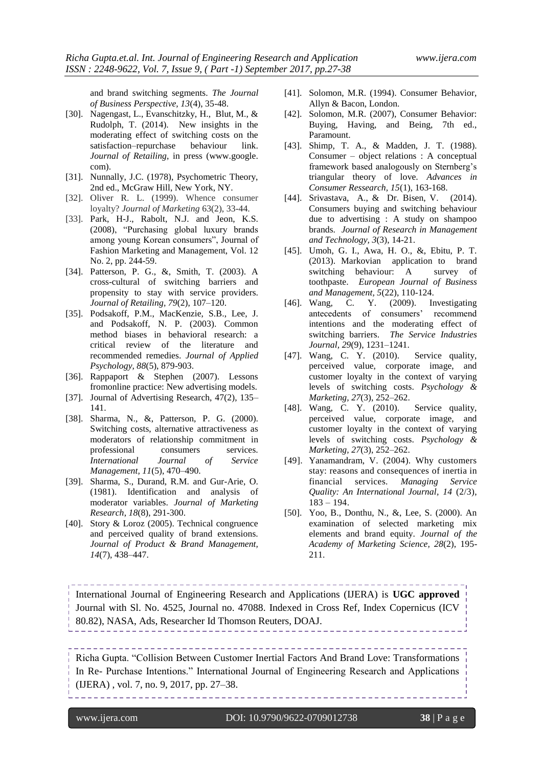and brand switching segments. *The Journal of Business Perspective, 13*(4), 35-48.

[30]. Nagengast, L., Evanschitzky, H., Blut, M., & Rudolph, T. (2014). New insights in the moderating effect of switching costs on the satisfaction–repurchase behaviour link. *Journal of Retailing*, in press (www.google.com).

[31]. Nunnally, J.C. (1978), Psychometric Theory, 2nd ed., McGraw Hill, New York, NY.

[32]. Oliver R. L. (1999). Whence consumer loyalty? *Journal of Marketing* 63(2), 33-44.

[33]. Park, H-J., Rabolt, N.J. and Jeon, K.S. (2008), "Purchasing global luxury brands among young Korean consumers", Journal of Fashion Marketing and Management, Vol. 12 No. 2, pp. 244-59.

[34]. Patterson, P. G., &, Smith, T. (2003). A cross-cultural of switching barriers and propensity to stay with service providers. *Journal of Retailing, 79*(2), 107–120.

[35]. Podsakoff, P.M., MacKenzie, S.B., Lee, J. and Podsakoff, N. P. (2003). Common method biases in behavioral research: a critical review of the literature and recommended remedies. *Journal of Applied Psychology, 88*(5), 879-903.

[36]. Rappaport & Stephen (2007). Lessons fromonline practice: New advertising models.

[37]. Journal of Advertising Research, 47(2), 135–141.

[38]. Sharma, N., &, Patterson, P. G. (2000). Switching costs, alternative attractiveness as moderators of relationship commitment in professional consumers services. *International Journal of Service Management, 11*(5), 470–490.

[39]. Sharma, S., Durand, R.M. and Gur-Arie, O. (1981). Identification and analysis of moderator variables. *Journal of Marketing Research, 18*(8), 291-300.

[40]. Story & Loroz (2005). Technical congruence and perceived quality of brand extensions. *Journal of Product & Brand Management, 14*(7), 438–447.

[41]. Solomon, M.R. (1994). Consumer Behavior, Allyn & Bacon, London.

[42]. Solomon, M.R. (2007), Consumer Behavior: Buying, Having, and Being, 7th ed., Paramount.

[43]. Shimp, T. A., & Madden, J. T. (1988). Consumer – object relations : A conceptual framework based analogously on Sternberg's triangular theory of love. *Advances in Consumer Ressearch, 15*(1), 163-168.

[44]. Srivastava, A., & Dr. Bisen, V. (2014). Consumers buying and switching behaviour due to advertising : A study on shampoo brands. *Journal of Research in Management and Technology, 3*(3), 14-21.

[45]. Umoh, G. I., Awa, H. O., &, Ebitu, P. T. (2013). Markovian application to brand switching behaviour: A survey of toothpaste. *European Journal of Business and Management, 5*(22), 110-124.

[46]. Wang, C. Y. (2009). Investigating antecedents of consumers' recommend intentions and the moderating effect of switching barriers. *The Service Industries Journal, 29*(9), 1231–1241.

[47]. Wang, C. Y. (2010). Service quality, perceived value, corporate image, and customer loyalty in the context of varying levels of switching costs. *Psychology & Marketing, 27*(3), 252–262.

[48]. Wang, C. Y. (2010). Service quality, perceived value, corporate image, and customer loyalty in the context of varying levels of switching costs. *Psychology & Marketing, 27*(3), 252–262.

[49]. Yanamandram, V. (2004). Why customers stay: reasons and consequences of inertia in financial services. *Managing Service Quality: An International Journal, 14* (2/3), 183 – 194.

[50]. Yoo, B., Donthu, N., &, Lee, S. (2000). An examination of selected marketing mix elements and brand equity. *Journal of the Academy of Marketing Science, 28*(2), 195-211.

International Journal of Engineering Research and Applications (IJERA) is **UGC approved** Journal with Sl. No. 4525, Journal no. 47088. Indexed in Cross Ref, Index Copernicus (ICV 80.82), NASA, Ads, Researcher Id Thomson Reuters, DOAJ.

Richa Gupta. "Collision Between Customer Inertial Factors And Brand Love: Transformations In Re- Purchase Intentions." International Journal of Engineering Research and Applications (IJERA) , vol. 7, no. 9, 2017, pp. 27–38.